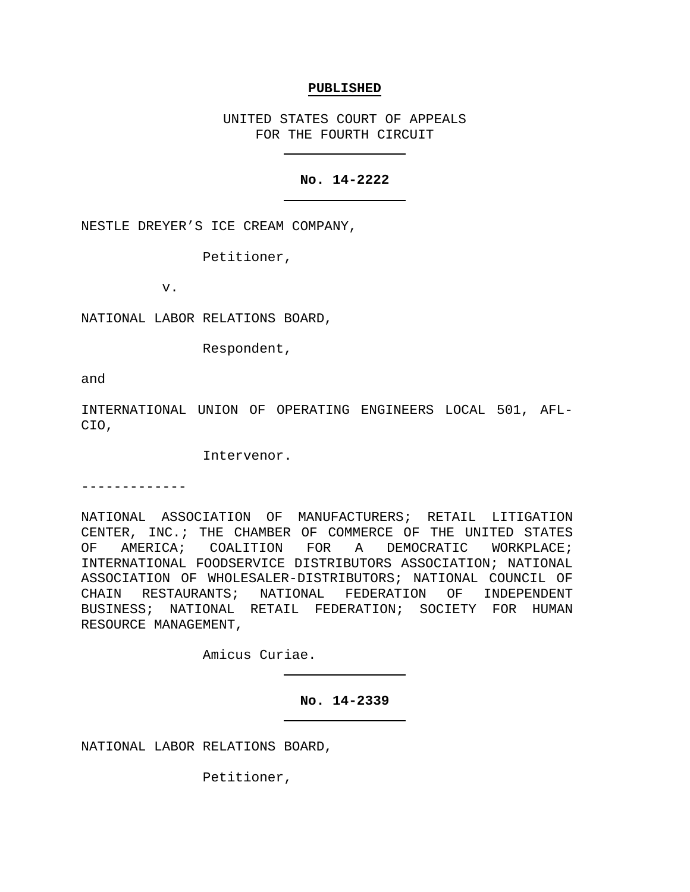**PUBLISHED**

UNITED STATES COURT OF APPEALS
FOR THE FOURTH CIRCUIT

---

**No. 14-2222**

---

NESTLE DREYER'S ICE CREAM COMPANY,

Petitioner,

v.

NATIONAL LABOR RELATIONS BOARD,

Respondent,

and

INTERNATIONAL UNION OF OPERATING ENGINEERS LOCAL 501, AFL-CIO,

Intervenor.

-------------

NATIONAL ASSOCIATION OF MANUFACTURERS; RETAIL LITIGATION CENTER, INC.; THE CHAMBER OF COMMERCE OF THE UNITED STATES OF AMERICA; COALITION FOR A DEMOCRATIC WORKPLACE; INTERNATIONAL FOODSERVICE DISTRIBUTORS ASSOCIATION; NATIONAL ASSOCIATION OF WHOLESALER-DISTRIBUTORS; NATIONAL COUNCIL OF CHAIN RESTAURANTS; NATIONAL FEDERATION OF INDEPENDENT BUSINESS; NATIONAL RETAIL FEDERATION; SOCIETY FOR HUMAN RESOURCE MANAGEMENT,

Amicus Curiae.

---

**No. 14-2339**

---

NATIONAL LABOR RELATIONS BOARD,

Petitioner,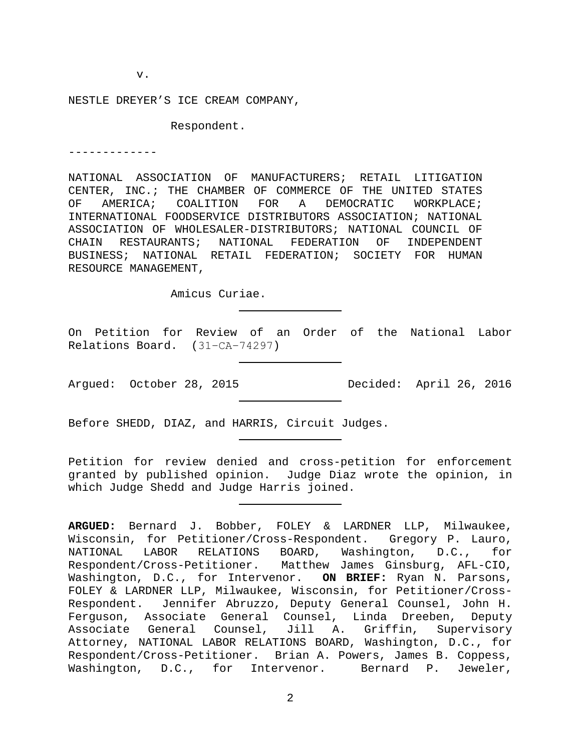v.

NESTLE DREYER'S ICE CREAM COMPANY,

Respondent.

-------------

NATIONAL ASSOCIATION OF MANUFACTURERS; RETAIL LITIGATION CENTER, INC.; THE CHAMBER OF COMMERCE OF THE UNITED STATES OF AMERICA; COALITION FOR A DEMOCRATIC WORKPLACE; INTERNATIONAL FOODSERVICE DISTRIBUTORS ASSOCIATION; NATIONAL ASSOCIATION OF WHOLESALER-DISTRIBUTORS; NATIONAL COUNCIL OF CHAIN RESTAURANTS; NATIONAL FEDERATION OF INDEPENDENT BUSINESS; NATIONAL RETAIL FEDERATION; SOCIETY FOR HUMAN RESOURCE MANAGEMENT,

Amicus Curiae.

---

On Petition for Review of an Order of the National Labor Relations Board. (31-CA-74297)

---

Argued: October 28, 2015 Decided: April 26, 2016

---

Before SHEDD, DIAZ, and HARRIS, Circuit Judges.

---

Petition for review denied and cross-petition for enforcement granted by published opinion. Judge Diaz wrote the opinion, in which Judge Shedd and Judge Harris joined.

---

**ARGUED:** Bernard J. Bobber, FOLEY & LARDNER LLP, Milwaukee, Wisconsin, for Petitioner/Cross-Respondent. Gregory P. Lauro, NATIONAL LABOR RELATIONS BOARD, Washington, D.C., for Respondent/Cross-Petitioner. Matthew James Ginsburg, AFL-CIO, Washington, D.C., for Intervenor. **ON BRIEF:** Ryan N. Parsons, FOLEY & LARDNER LLP, Milwaukee, Wisconsin, for Petitioner/Cross-Respondent. Jennifer Abruzzo, Deputy General Counsel, John H. Ferguson, Associate General Counsel, Linda Dreeben, Deputy Associate General Counsel, Jill A. Griffin, Supervisory Attorney, NATIONAL LABOR RELATIONS BOARD, Washington, D.C., for Respondent/Cross-Petitioner. Brian A. Powers, James B. Coppess, Washington, D.C., for Intervenor. Bernard P. Jeweler,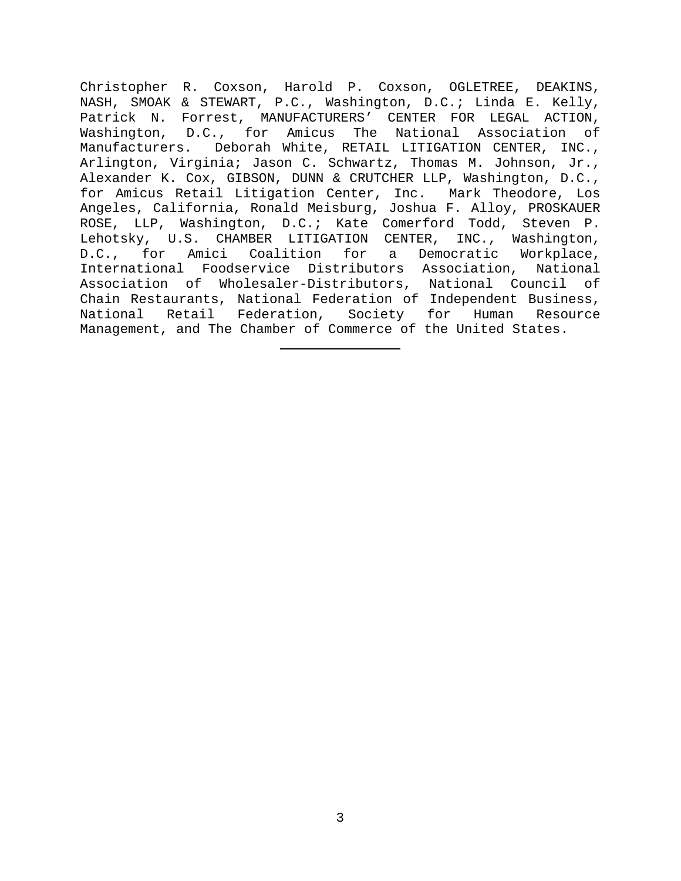Christopher R. Coxson, Harold P. Coxson, OGLETREE, DEAKINS, NASH, SMOAK & STEWART, P.C., Washington, D.C.; Linda E. Kelly, Patrick N. Forrest, MANUFACTURERS' CENTER FOR LEGAL ACTION, Washington, D.C., for Amicus The National Association of Manufacturers. Deborah White, RETAIL LITIGATION CENTER, INC., Arlington, Virginia; Jason C. Schwartz, Thomas M. Johnson, Jr., Alexander K. Cox, GIBSON, DUNN & CRUTCHER LLP, Washington, D.C., for Amicus Retail Litigation Center, Inc. Mark Theodore, Los Angeles, California, Ronald Meisburg, Joshua F. Alloy, PROSKAUER ROSE, LLP, Washington, D.C.; Kate Comerford Todd, Steven P. Lehotsky, U.S. CHAMBER LITIGATION CENTER, INC., Washington, D.C., for Amici Coalition for a Democratic Workplace, International Foodservice Distributors Association, National Association of Wholesaler-Distributors, National Council of Chain Restaurants, National Federation of Independent Business, National Retail Federation, Society for Human Resource Management, and The Chamber of Commerce of the United States.

---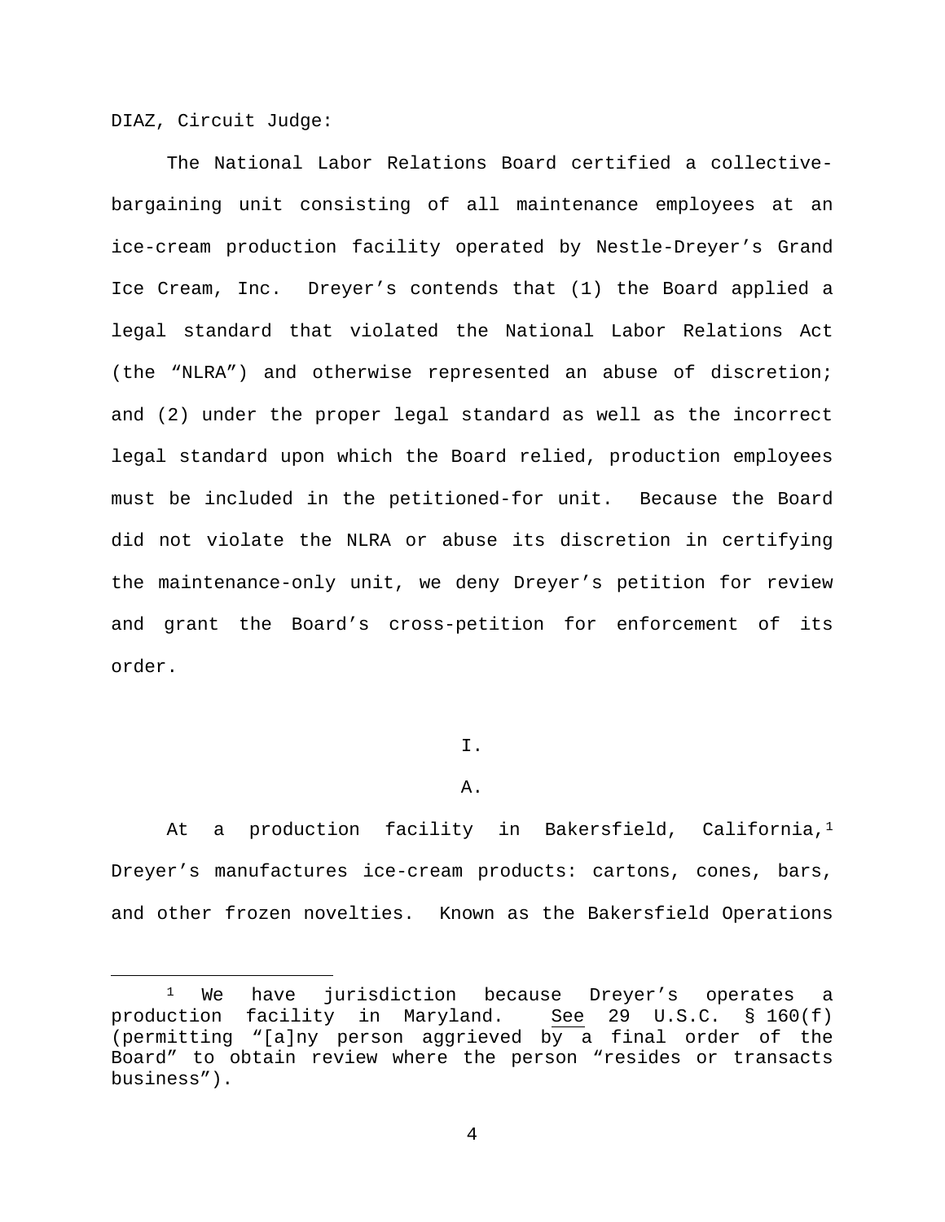DIAZ, Circuit Judge:

The National Labor Relations Board certified a collective-bargaining unit consisting of all maintenance employees at an ice-cream production facility operated by Nestle-Dreyer's Grand Ice Cream, Inc. Dreyer's contends that (1) the Board applied a legal standard that violated the National Labor Relations Act (the "NLRA") and otherwise represented an abuse of discretion; and (2) under the proper legal standard as well as the incorrect legal standard upon which the Board relied, production employees must be included in the petitioned-for unit. Because the Board did not violate the NLRA or abuse its discretion in certifying the maintenance-only unit, we deny Dreyer's petition for review and grant the Board's cross-petition for enforcement of its order.

# I.

## A.

At a production facility in Bakersfield, California,[1] Dreyer's manufactures ice-cream products: cartons, cones, bars, and other frozen novelties. Known as the Bakersfield Operations

---

[1] We have jurisdiction because Dreyer's operates a production facility in Maryland. See 29 U.S.C. § 160(f) (permitting "[a]ny person aggrieved by a final order of the Board" to obtain review where the person "resides or transacts business").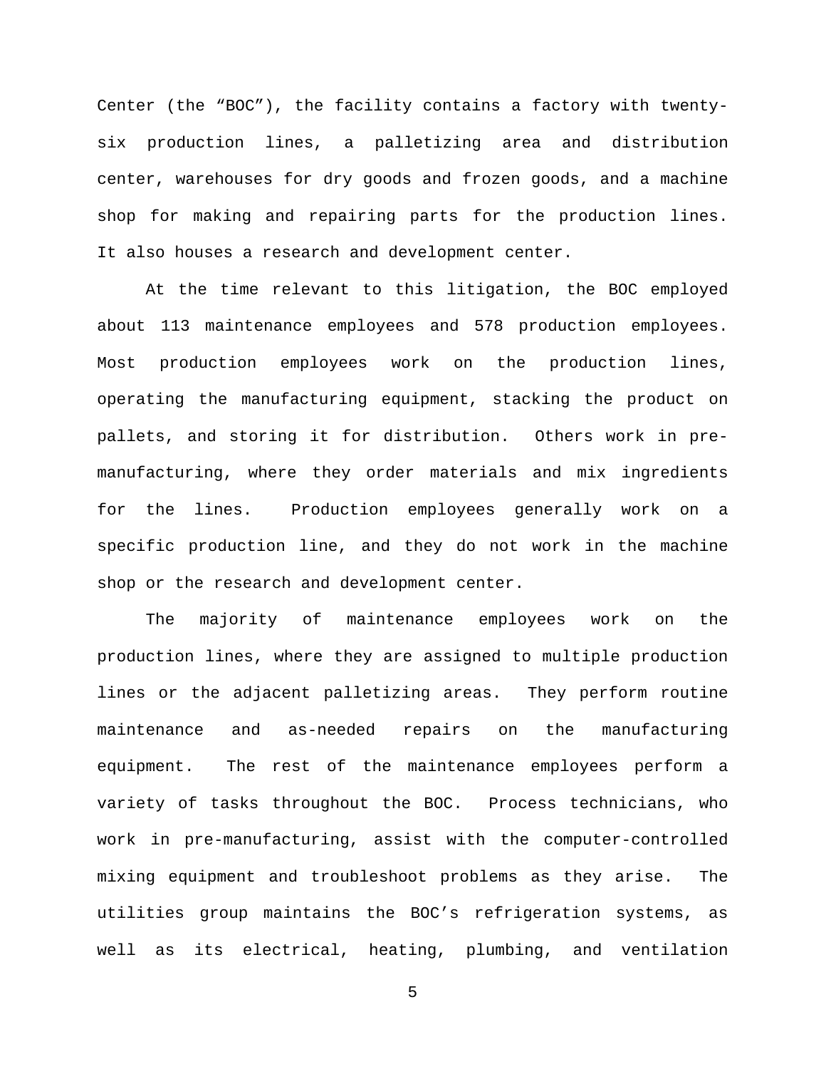Center (the "BOC"), the facility contains a factory with twenty-six production lines, a palletizing area and distribution center, warehouses for dry goods and frozen goods, and a machine shop for making and repairing parts for the production lines. It also houses a research and development center.

At the time relevant to this litigation, the BOC employed about 113 maintenance employees and 578 production employees. Most production employees work on the production lines, operating the manufacturing equipment, stacking the product on pallets, and storing it for distribution. Others work in pre-manufacturing, where they order materials and mix ingredients for the lines. Production employees generally work on a specific production line, and they do not work in the machine shop or the research and development center.

The majority of maintenance employees work on the production lines, where they are assigned to multiple production lines or the adjacent palletizing areas. They perform routine maintenance and as-needed repairs on the manufacturing equipment. The rest of the maintenance employees perform a variety of tasks throughout the BOC. Process technicians, who work in pre-manufacturing, assist with the computer-controlled mixing equipment and troubleshoot problems as they arise. The utilities group maintains the BOC's refrigeration systems, as well as its electrical, heating, plumbing, and ventilation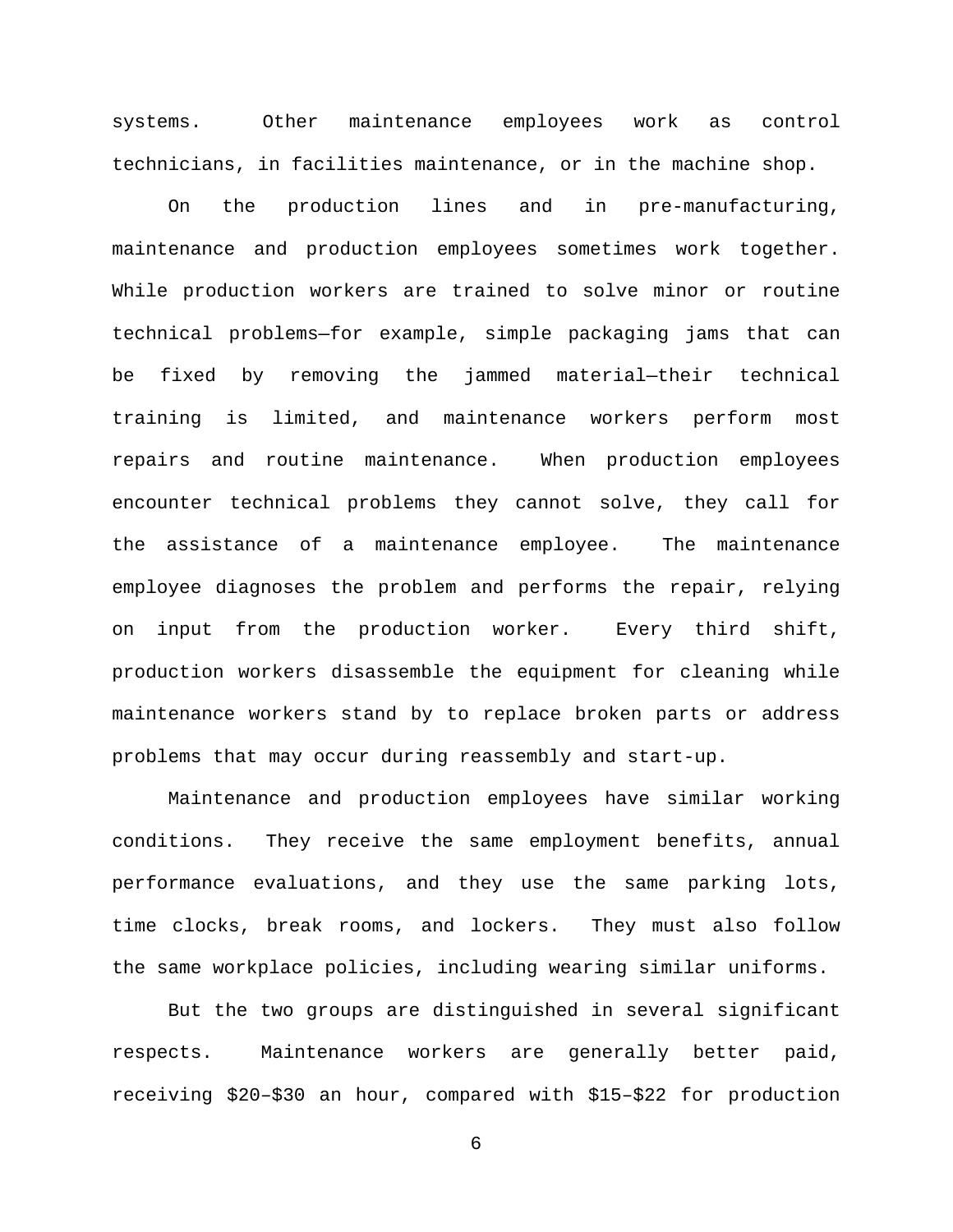systems. Other maintenance employees work as control technicians, in facilities maintenance, or in the machine shop.

On the production lines and in pre-manufacturing, maintenance and production employees sometimes work together. While production workers are trained to solve minor or routine technical problems—for example, simple packaging jams that can be fixed by removing the jammed material—their technical training is limited, and maintenance workers perform most repairs and routine maintenance. When production employees encounter technical problems they cannot solve, they call for the assistance of a maintenance employee. The maintenance employee diagnoses the problem and performs the repair, relying on input from the production worker. Every third shift, production workers disassemble the equipment for cleaning while maintenance workers stand by to replace broken parts or address problems that may occur during reassembly and start-up.

Maintenance and production employees have similar working conditions. They receive the same employment benefits, annual performance evaluations, and they use the same parking lots, time clocks, break rooms, and lockers. They must also follow the same workplace policies, including wearing similar uniforms.

But the two groups are distinguished in several significant respects. Maintenance workers are generally better paid, receiving $20–$30 an hour, compared with $15–$22 for production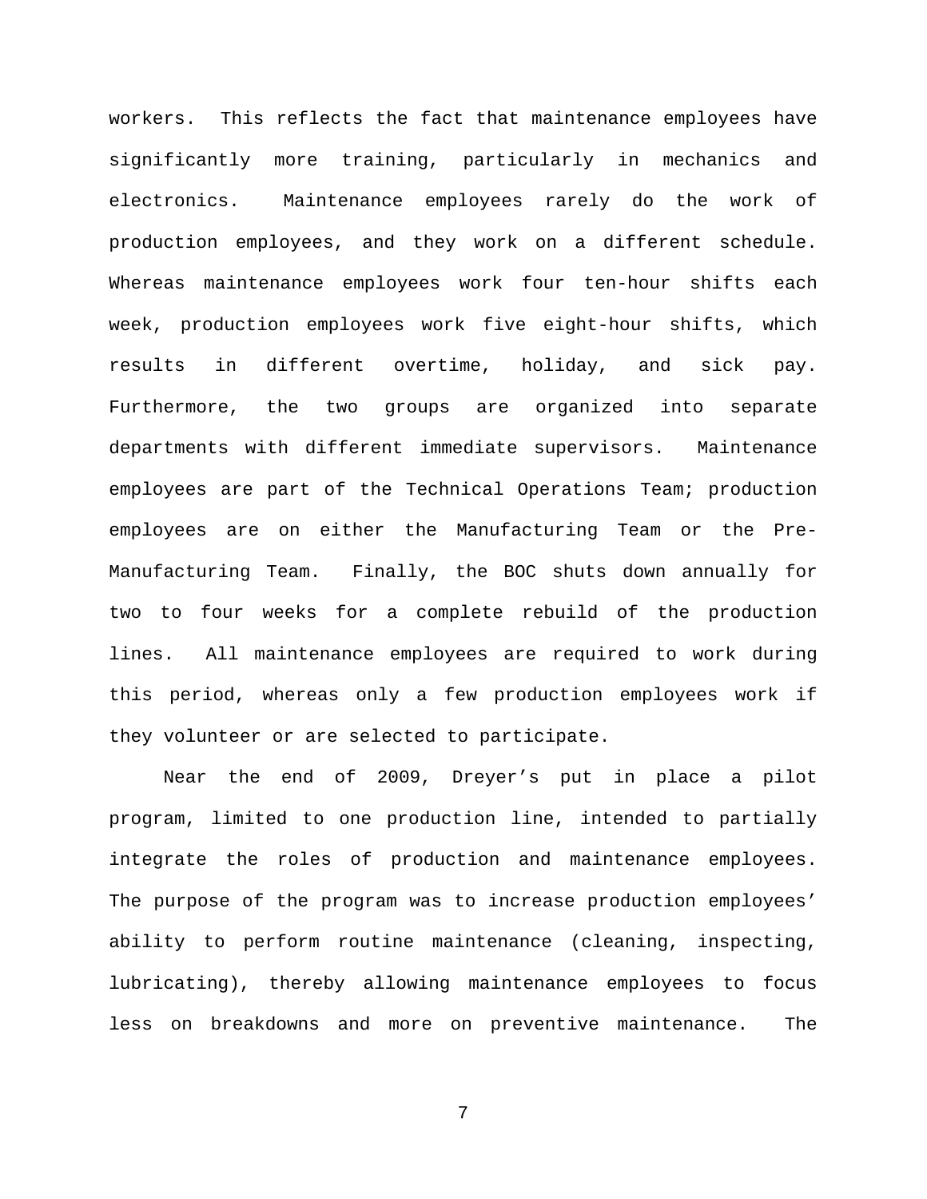workers. This reflects the fact that maintenance employees have significantly more training, particularly in mechanics and electronics. Maintenance employees rarely do the work of production employees, and they work on a different schedule. Whereas maintenance employees work four ten-hour shifts each week, production employees work five eight-hour shifts, which results in different overtime, holiday, and sick pay. Furthermore, the two groups are organized into separate departments with different immediate supervisors. Maintenance employees are part of the Technical Operations Team; production employees are on either the Manufacturing Team or the Pre-Manufacturing Team. Finally, the BOC shuts down annually for two to four weeks for a complete rebuild of the production lines. All maintenance employees are required to work during this period, whereas only a few production employees work if they volunteer or are selected to participate.

Near the end of 2009, Dreyer's put in place a pilot program, limited to one production line, intended to partially integrate the roles of production and maintenance employees. The purpose of the program was to increase production employees' ability to perform routine maintenance (cleaning, inspecting, lubricating), thereby allowing maintenance employees to focus less on breakdowns and more on preventive maintenance. The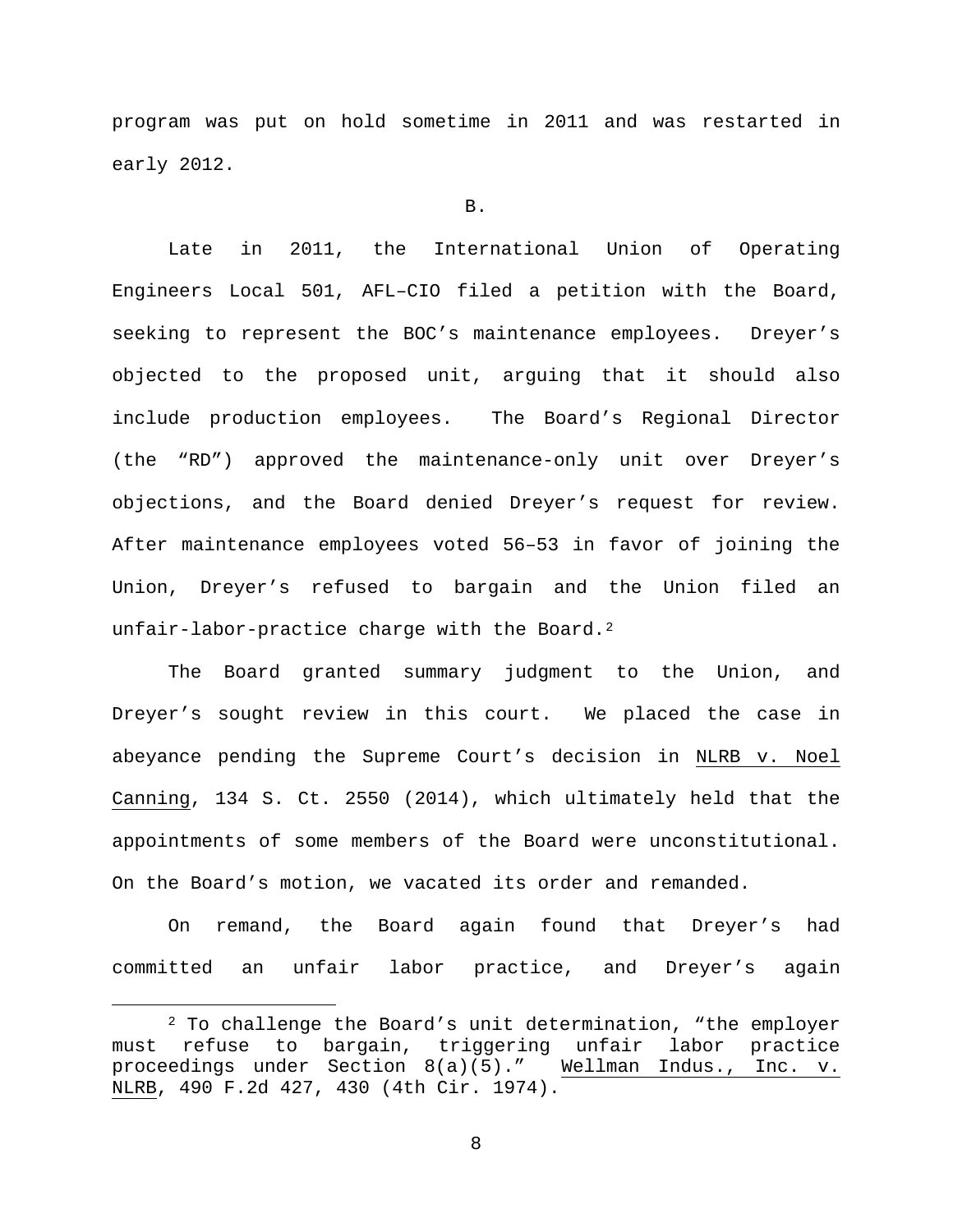program was put on hold sometime in 2011 and was restarted in early 2012.

B.

Late in 2011, the International Union of Operating Engineers Local 501, AFL–CIO filed a petition with the Board, seeking to represent the BOC's maintenance employees. Dreyer's objected to the proposed unit, arguing that it should also include production employees. The Board's Regional Director (the "RD") approved the maintenance-only unit over Dreyer's objections, and the Board denied Dreyer's request for review. After maintenance employees voted 56–53 in favor of joining the Union, Dreyer's refused to bargain and the Union filed an unfair-labor-practice charge with the Board.[2]

The Board granted summary judgment to the Union, and Dreyer's sought review in this court. We placed the case in abeyance pending the Supreme Court's decision in NLRB v. Noel Canning, 134 S. Ct. 2550 (2014), which ultimately held that the appointments of some members of the Board were unconstitutional. On the Board's motion, we vacated its order and remanded.

On remand, the Board again found that Dreyer's had committed an unfair labor practice, and Dreyer's again

---

[2] To challenge the Board's unit determination, "the employer must refuse to bargain, triggering unfair labor practice proceedings under Section 8(a)(5)." Wellman Indus., Inc. v. NLRB, 490 F.2d 427, 430 (4th Cir. 1974).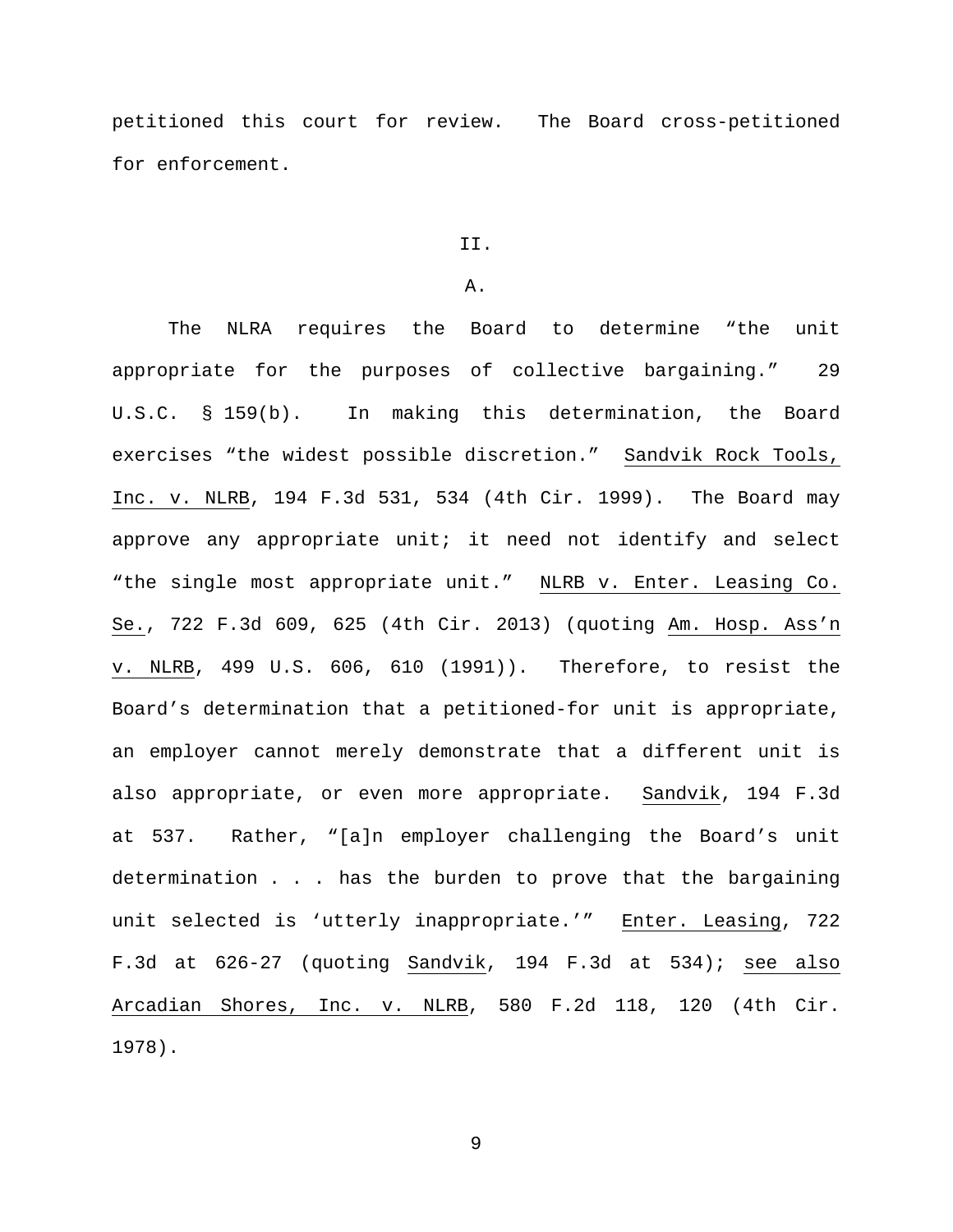petitioned this court for review. The Board cross-petitioned for enforcement.

## II.

### A.

The NLRA requires the Board to determine "the unit appropriate for the purposes of collective bargaining." 29 U.S.C. § 159(b). In making this determination, the Board exercises "the widest possible discretion." Sandvik Rock Tools, Inc. v. NLRB, 194 F.3d 531, 534 (4th Cir. 1999). The Board may approve any appropriate unit; it need not identify and select "the single most appropriate unit." NLRB v. Enter. Leasing Co. Se., 722 F.3d 609, 625 (4th Cir. 2013) (quoting Am. Hosp. Ass'n v. NLRB, 499 U.S. 606, 610 (1991)). Therefore, to resist the Board's determination that a petitioned-for unit is appropriate, an employer cannot merely demonstrate that a different unit is also appropriate, or even more appropriate. Sandvik, 194 F.3d at 537. Rather, "[a]n employer challenging the Board's unit determination . . . has the burden to prove that the bargaining unit selected is 'utterly inappropriate.'" Enter. Leasing, 722 F.3d at 626-27 (quoting Sandvik, 194 F.3d at 534); see also Arcadian Shores, Inc. v. NLRB, 580 F.2d 118, 120 (4th Cir. 1978).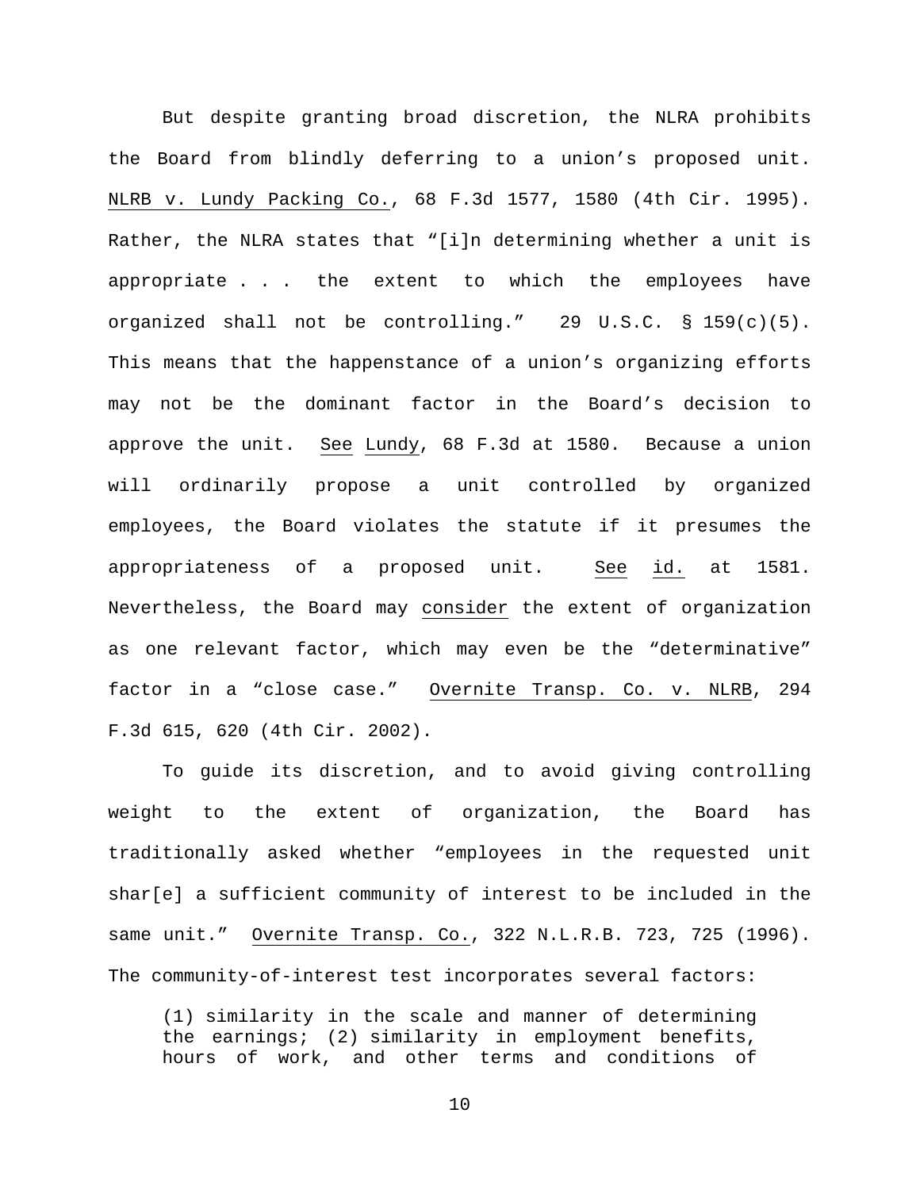But despite granting broad discretion, the NLRA prohibits the Board from blindly deferring to a union's proposed unit. NLRB v. Lundy Packing Co., 68 F.3d 1577, 1580 (4th Cir. 1995). Rather, the NLRA states that "[i]n determining whether a unit is appropriate . . . the extent to which the employees have organized shall not be controlling." 29 U.S.C. § 159(c)(5). This means that the happenstance of a union's organizing efforts may not be the dominant factor in the Board's decision to approve the unit. See Lundy, 68 F.3d at 1580. Because a union will ordinarily propose a unit controlled by organized employees, the Board violates the statute if it presumes the appropriateness of a proposed unit. See id. at 1581. Nevertheless, the Board may consider the extent of organization as one relevant factor, which may even be the "determinative" factor in a "close case." Overnite Transp. Co. v. NLRB, 294 F.3d 615, 620 (4th Cir. 2002).

To guide its discretion, and to avoid giving controlling weight to the extent of organization, the Board has traditionally asked whether "employees in the requested unit shar[e] a sufficient community of interest to be included in the same unit." Overnite Transp. Co., 322 N.L.R.B. 723, 725 (1996). The community-of-interest test incorporates several factors:

> (1) similarity in the scale and manner of determining the earnings; (2) similarity in employment benefits, hours of work, and other terms and conditions of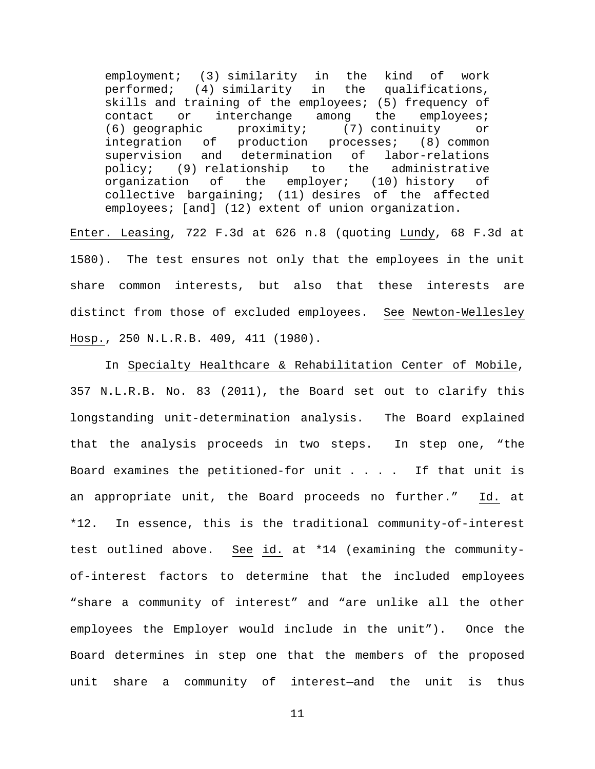> employment; (3) similarity in the kind of work performed; (4) similarity in the qualifications, skills and training of the employees; (5) frequency of contact or interchange among the employees; (6) geographic proximity; (7) continuity or integration of production processes; (8) common supervision and determination of labor-relations policy; (9) relationship to the administrative organization of the employer; (10) history of collective bargaining; (11) desires of the affected employees; [and] (12) extent of union organization.

Enter. Leasing, 722 F.3d at 626 n.8 (quoting Lundy, 68 F.3d at 1580). The test ensures not only that the employees in the unit share common interests, but also that these interests are distinct from those of excluded employees. See Newton-Wellesley Hosp., 250 N.L.R.B. 409, 411 (1980).

In Specialty Healthcare & Rehabilitation Center of Mobile, 357 N.L.R.B. No. 83 (2011), the Board set out to clarify this longstanding unit-determination analysis. The Board explained that the analysis proceeds in two steps. In step one, "the Board examines the petitioned-for unit . . . . If that unit is an appropriate unit, the Board proceeds no further." Id. at *12. In essence, this is the traditional community-of-interest test outlined above. See id. at *14 (examining the community-of-interest factors to determine that the included employees "share a community of interest" and "are unlike all the other employees the Employer would include in the unit"). Once the Board determines in step one that the members of the proposed unit share a community of interest—and the unit is thus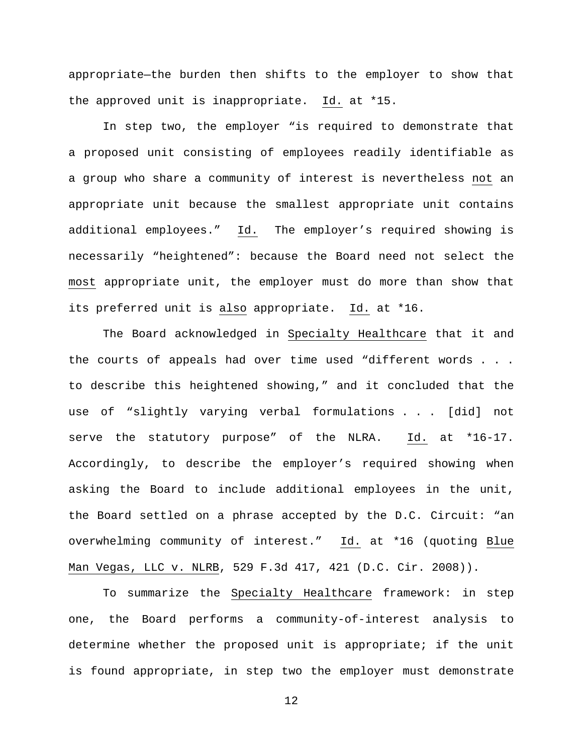appropriate—the burden then shifts to the employer to show that the approved unit is inappropriate. Id. at *15.

In step two, the employer "is required to demonstrate that a proposed unit consisting of employees readily identifiable as a group who share a community of interest is nevertheless not an appropriate unit because the smallest appropriate unit contains additional employees." Id. The employer's required showing is necessarily "heightened": because the Board need not select the most appropriate unit, the employer must do more than show that its preferred unit is also appropriate. Id. at *16.

The Board acknowledged in Specialty Healthcare that it and the courts of appeals had over time used "different words . . . to describe this heightened showing," and it concluded that the use of "slightly varying verbal formulations . . . [did] not serve the statutory purpose" of the NLRA. Id. at *16-17. Accordingly, to describe the employer's required showing when asking the Board to include additional employees in the unit, the Board settled on a phrase accepted by the D.C. Circuit: "an overwhelming community of interest." Id. at *16 (quoting Blue Man Vegas, LLC v. NLRB, 529 F.3d 417, 421 (D.C. Cir. 2008)).

To summarize the Specialty Healthcare framework: in step one, the Board performs a community-of-interest analysis to determine whether the proposed unit is appropriate; if the unit is found appropriate, in step two the employer must demonstrate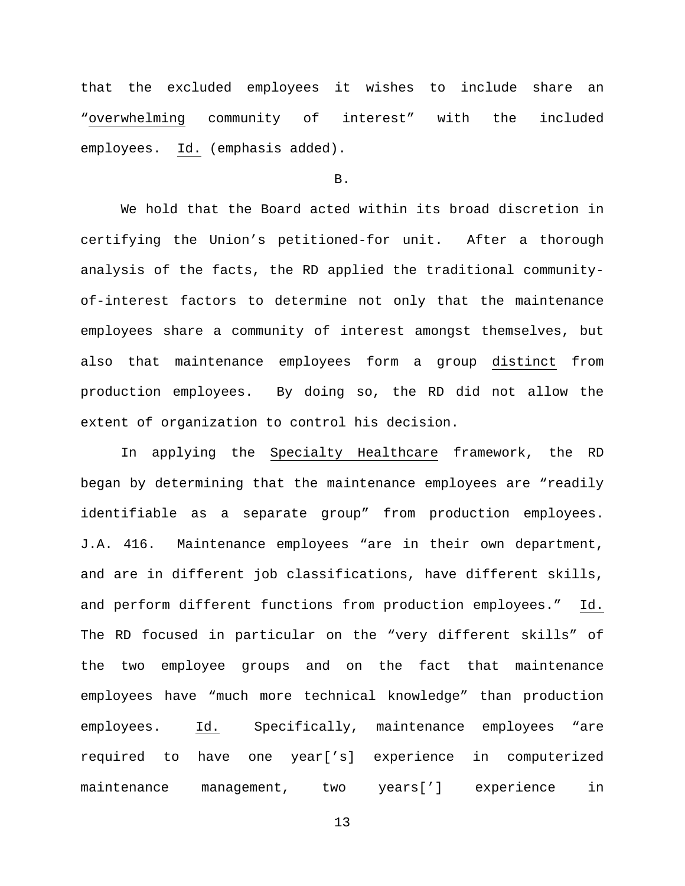that the excluded employees it wishes to include share an "overwhelming community of interest" with the included employees. Id. (emphasis added).

B.

We hold that the Board acted within its broad discretion in certifying the Union's petitioned-for unit. After a thorough analysis of the facts, the RD applied the traditional community-of-interest factors to determine not only that the maintenance employees share a community of interest amongst themselves, but also that maintenance employees form a group distinct from production employees. By doing so, the RD did not allow the extent of organization to control his decision.

In applying the Specialty Healthcare framework, the RD began by determining that the maintenance employees are "readily identifiable as a separate group" from production employees. J.A. 416. Maintenance employees "are in their own department, and are in different job classifications, have different skills, and perform different functions from production employees." Id. The RD focused in particular on the "very different skills" of the two employee groups and on the fact that maintenance employees have "much more technical knowledge" than production employees. Id. Specifically, maintenance employees "are required to have one year['s] experience in computerized maintenance management, two years['] experience in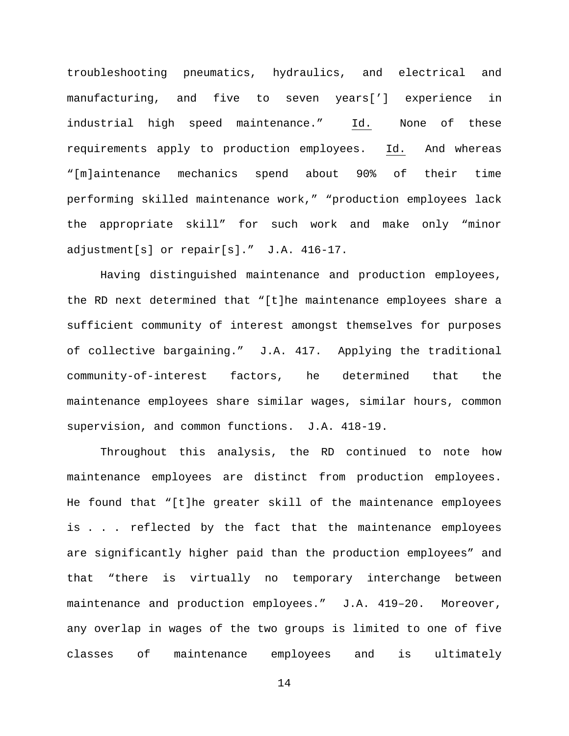troubleshooting pneumatics, hydraulics, and electrical and manufacturing, and five to seven years['] experience in industrial high speed maintenance." Id. None of these requirements apply to production employees. Id. And whereas "[m]aintenance mechanics spend about 90% of their time performing skilled maintenance work," "production employees lack the appropriate skill" for such work and make only "minor adjustment[s] or repair[s]." J.A. 416-17.

Having distinguished maintenance and production employees, the RD next determined that "[t]he maintenance employees share a sufficient community of interest amongst themselves for purposes of collective bargaining." J.A. 417. Applying the traditional community-of-interest factors, he determined that the maintenance employees share similar wages, similar hours, common supervision, and common functions. J.A. 418-19.

Throughout this analysis, the RD continued to note how maintenance employees are distinct from production employees. He found that "[t]he greater skill of the maintenance employees is . . . reflected by the fact that the maintenance employees are significantly higher paid than the production employees" and that "there is virtually no temporary interchange between maintenance and production employees." J.A. 419–20. Moreover, any overlap in wages of the two groups is limited to one of five classes of maintenance employees and is ultimately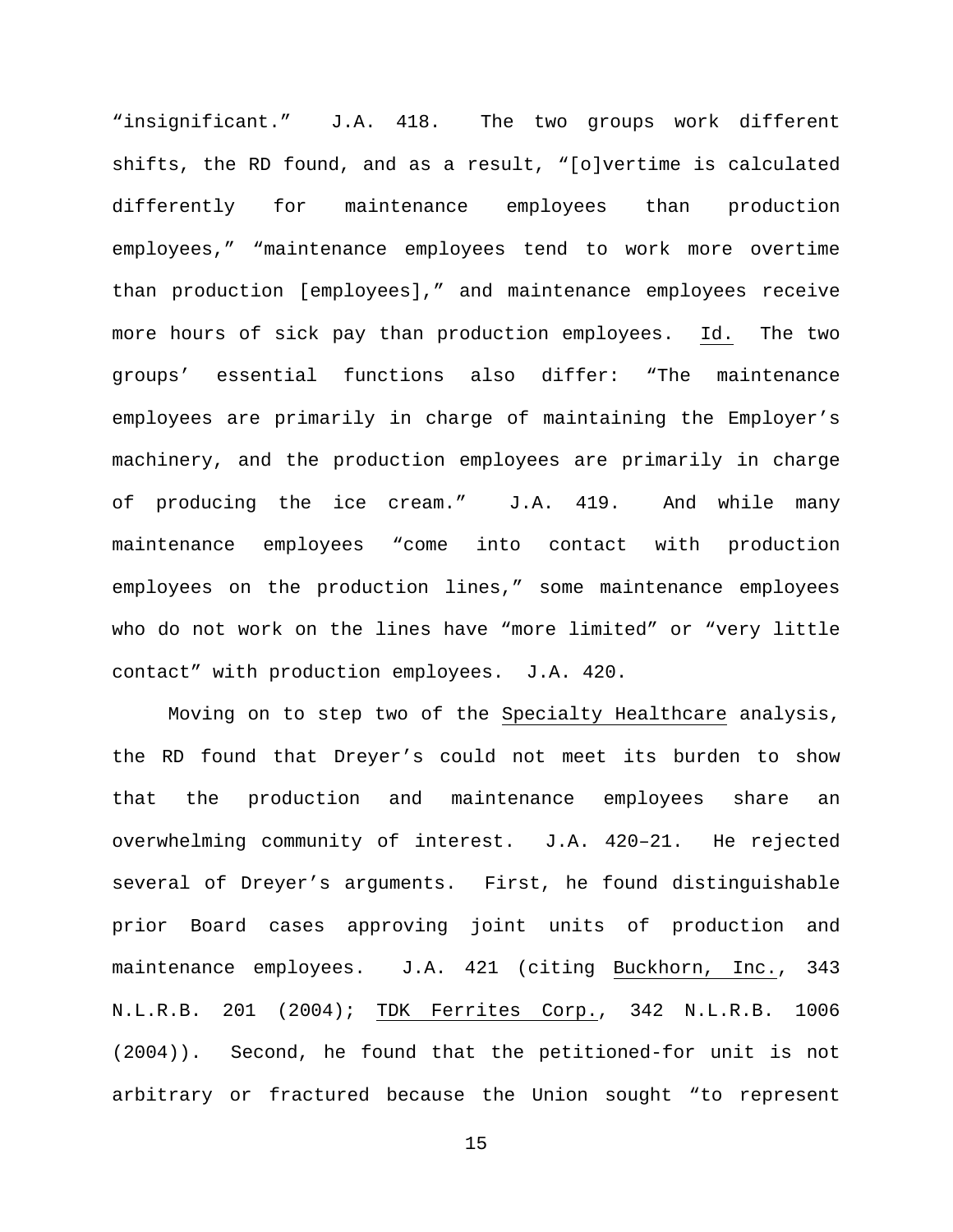"insignificant." J.A. 418. The two groups work different shifts, the RD found, and as a result, "[o]vertime is calculated differently for maintenance employees than production employees," "maintenance employees tend to work more overtime than production [employees]," and maintenance employees receive more hours of sick pay than production employees. Id. The two groups' essential functions also differ: "The maintenance employees are primarily in charge of maintaining the Employer's machinery, and the production employees are primarily in charge of producing the ice cream." J.A. 419. And while many maintenance employees "come into contact with production employees on the production lines," some maintenance employees who do not work on the lines have "more limited" or "very little contact" with production employees. J.A. 420.

Moving on to step two of the Specialty Healthcare analysis, the RD found that Dreyer's could not meet its burden to show that the production and maintenance employees share an overwhelming community of interest. J.A. 420–21. He rejected several of Dreyer's arguments. First, he found distinguishable prior Board cases approving joint units of production and maintenance employees. J.A. 421 (citing Buckhorn, Inc., 343 N.L.R.B. 201 (2004); TDK Ferrites Corp., 342 N.L.R.B. 1006 (2004)). Second, he found that the petitioned-for unit is not arbitrary or fractured because the Union sought "to represent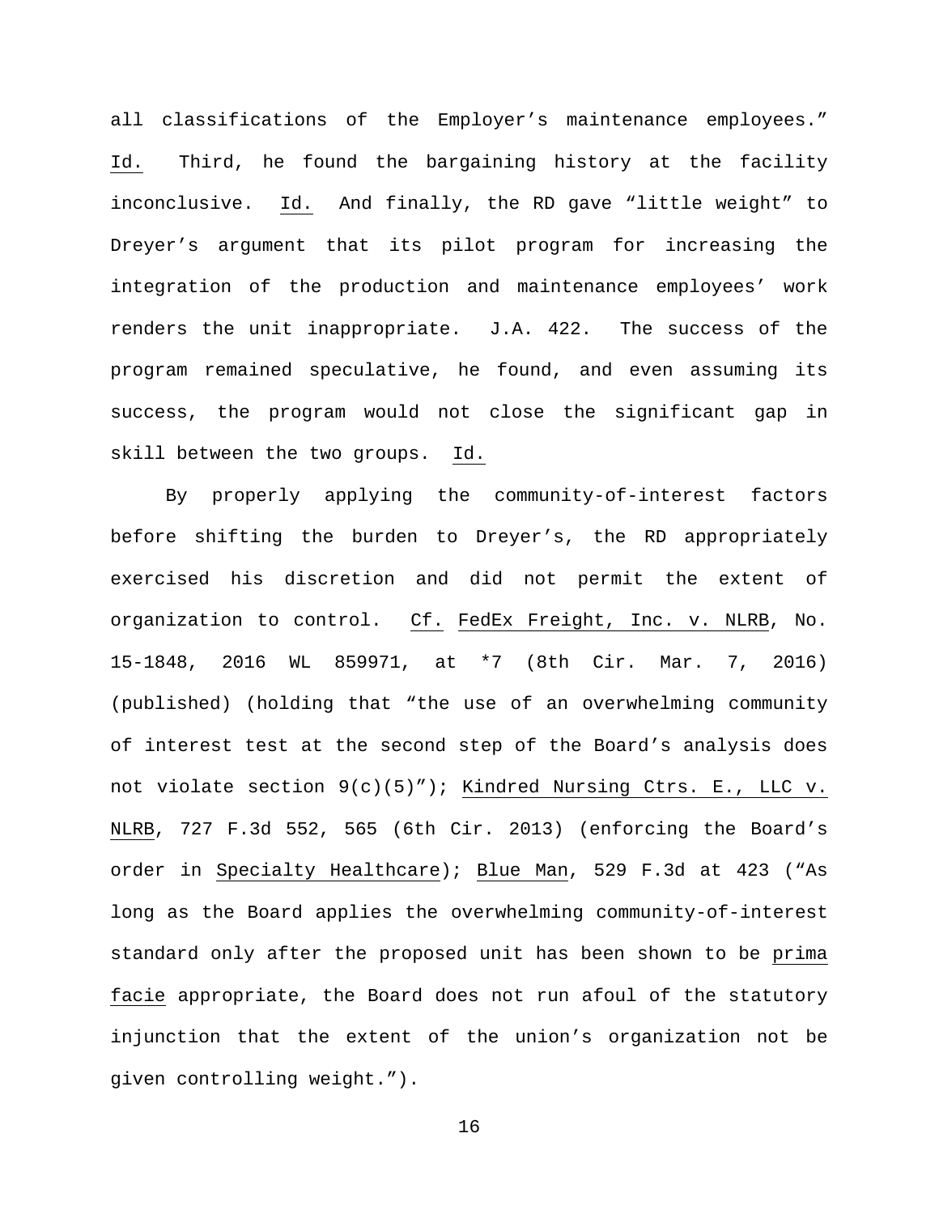all classifications of the Employer's maintenance employees." Id. Third, he found the bargaining history at the facility inconclusive. Id. And finally, the RD gave "little weight" to Dreyer's argument that its pilot program for increasing the integration of the production and maintenance employees' work renders the unit inappropriate. J.A. 422. The success of the program remained speculative, he found, and even assuming its success, the program would not close the significant gap in skill between the two groups. Id.

By properly applying the community-of-interest factors before shifting the burden to Dreyer's, the RD appropriately exercised his discretion and did not permit the extent of organization to control. Cf. FedEx Freight, Inc. v. NLRB, No. 15-1848, 2016 WL 859971, at *7 (8th Cir. Mar. 7, 2016) (published) (holding that "the use of an overwhelming community of interest test at the second step of the Board's analysis does not violate section 9(c)(5)"); Kindred Nursing Ctrs. E., LLC v. NLRB, 727 F.3d 552, 565 (6th Cir. 2013) (enforcing the Board's order in Specialty Healthcare); Blue Man, 529 F.3d at 423 ("As long as the Board applies the overwhelming community-of-interest standard only after the proposed unit has been shown to be prima facie appropriate, the Board does not run afoul of the statutory injunction that the extent of the union's organization not be given controlling weight.").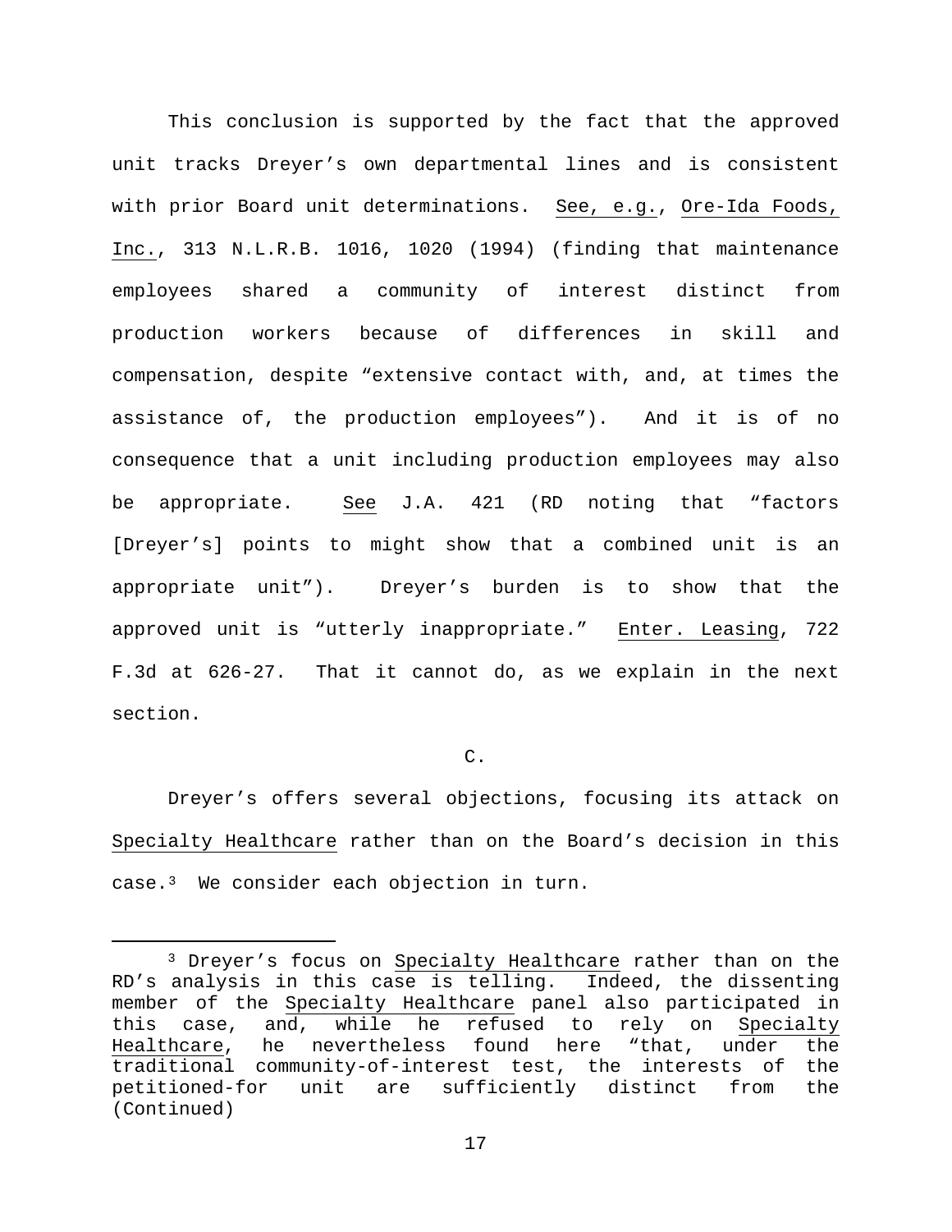This conclusion is supported by the fact that the approved unit tracks Dreyer's own departmental lines and is consistent with prior Board unit determinations. See, e.g., Ore-Ida Foods, Inc., 313 N.L.R.B. 1016, 1020 (1994) (finding that maintenance employees shared a community of interest distinct from production workers because of differences in skill and compensation, despite "extensive contact with, and, at times the assistance of, the production employees"). And it is of no consequence that a unit including production employees may also be appropriate. See J.A. 421 (RD noting that "factors [Dreyer's] points to might show that a combined unit is an appropriate unit"). Dreyer's burden is to show that the approved unit is "utterly inappropriate." Enter. Leasing, 722 F.3d at 626-27. That it cannot do, as we explain in the next section.

C.

Dreyer's offers several objections, focusing its attack on Specialty Healthcare rather than on the Board's decision in this case.[3] We consider each objection in turn.

[3] Dreyer's focus on Specialty Healthcare rather than on the RD's analysis in this case is telling. Indeed, the dissenting member of the Specialty Healthcare panel also participated in this case, and, while he refused to rely on Specialty Healthcare, he nevertheless found here "that, under the traditional community-of-interest test, the interests of the petitioned-for unit are sufficiently distinct from the (Continued)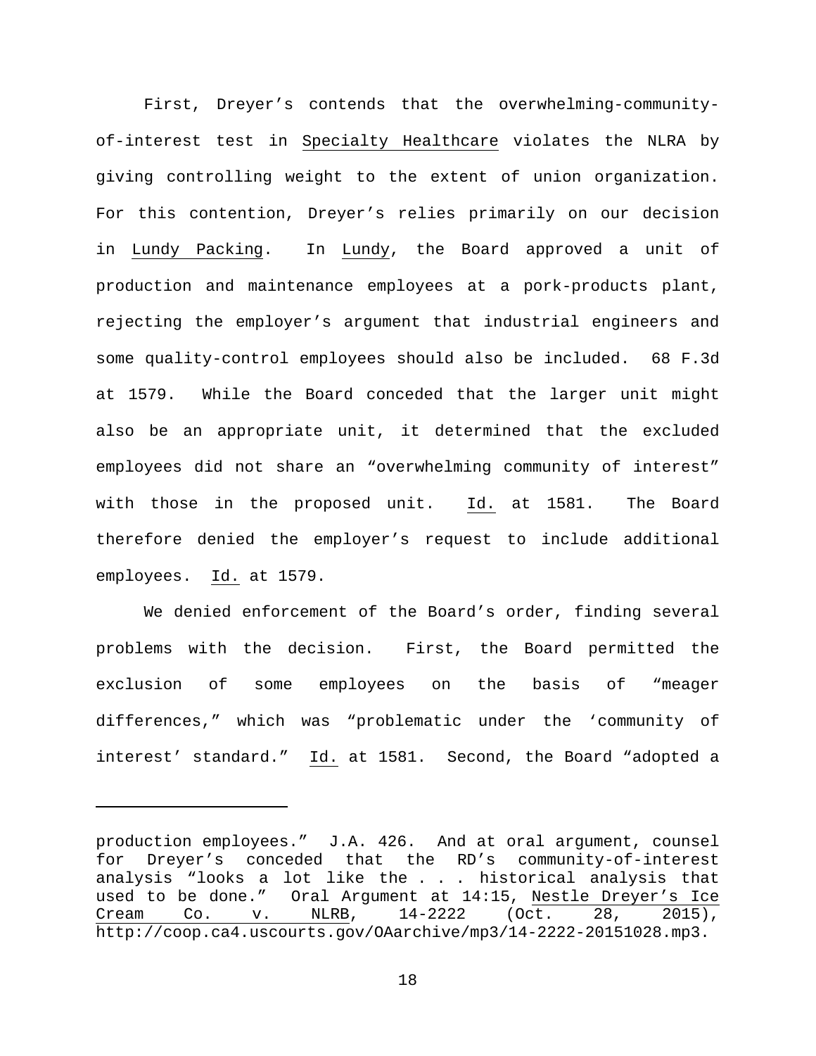First, Dreyer's contends that the overwhelming-community-of-interest test in Specialty Healthcare violates the NLRA by giving controlling weight to the extent of union organization. For this contention, Dreyer's relies primarily on our decision in Lundy Packing. In Lundy, the Board approved a unit of production and maintenance employees at a pork-products plant, rejecting the employer's argument that industrial engineers and some quality-control employees should also be included. 68 F.3d at 1579. While the Board conceded that the larger unit might also be an appropriate unit, it determined that the excluded employees did not share an "overwhelming community of interest" with those in the proposed unit. Id. at 1581. The Board therefore denied the employer's request to include additional employees. Id. at 1579.

We denied enforcement of the Board's order, finding several problems with the decision. First, the Board permitted the exclusion of some employees on the basis of "meager differences," which was "problematic under the 'community of interest' standard." Id. at 1581. Second, the Board "adopted a

---

production employees." J.A. 426. And at oral argument, counsel for Dreyer's conceded that the RD's community-of-interest analysis "looks a lot like the . . . historical analysis that used to be done." Oral Argument at 14:15, Nestle Dreyer's Ice Cream Co. v. NLRB, 14-2222 (Oct. 28, 2015), http://coop.ca4.uscourts.gov/OAarchive/mp3/14-2222-20151028.mp3.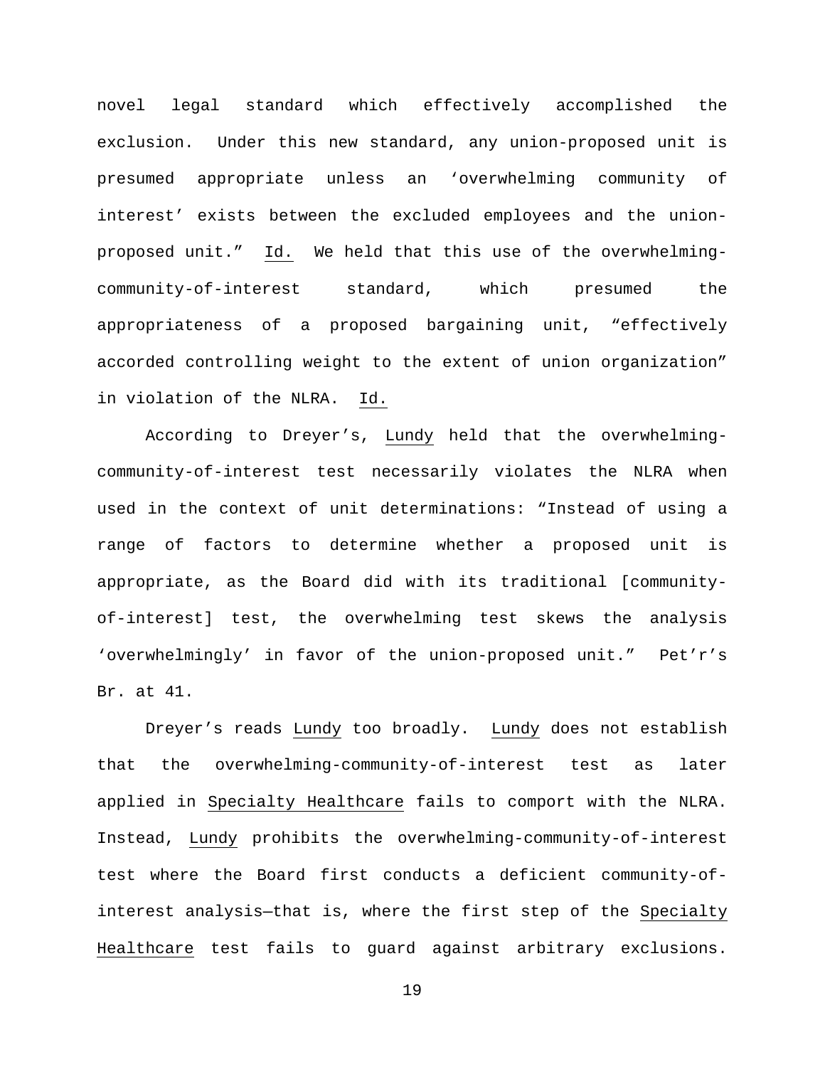novel legal standard which effectively accomplished the exclusion. Under this new standard, any union-proposed unit is presumed appropriate unless an 'overwhelming community of interest' exists between the excluded employees and the union-proposed unit." Id. We held that this use of the overwhelming-community-of-interest standard, which presumed the appropriateness of a proposed bargaining unit, "effectively accorded controlling weight to the extent of union organization" in violation of the NLRA. Id.

According to Dreyer's, Lundy held that the overwhelming-community-of-interest test necessarily violates the NLRA when used in the context of unit determinations: "Instead of using a range of factors to determine whether a proposed unit is appropriate, as the Board did with its traditional [community-of-interest] test, the overwhelming test skews the analysis 'overwhelmingly' in favor of the union-proposed unit." Pet'r's Br. at 41.

Dreyer's reads Lundy too broadly. Lundy does not establish that the overwhelming-community-of-interest test as later applied in Specialty Healthcare fails to comport with the NLRA. Instead, Lundy prohibits the overwhelming-community-of-interest test where the Board first conducts a deficient community-of-interest analysis—that is, where the first step of the Specialty Healthcare test fails to guard against arbitrary exclusions.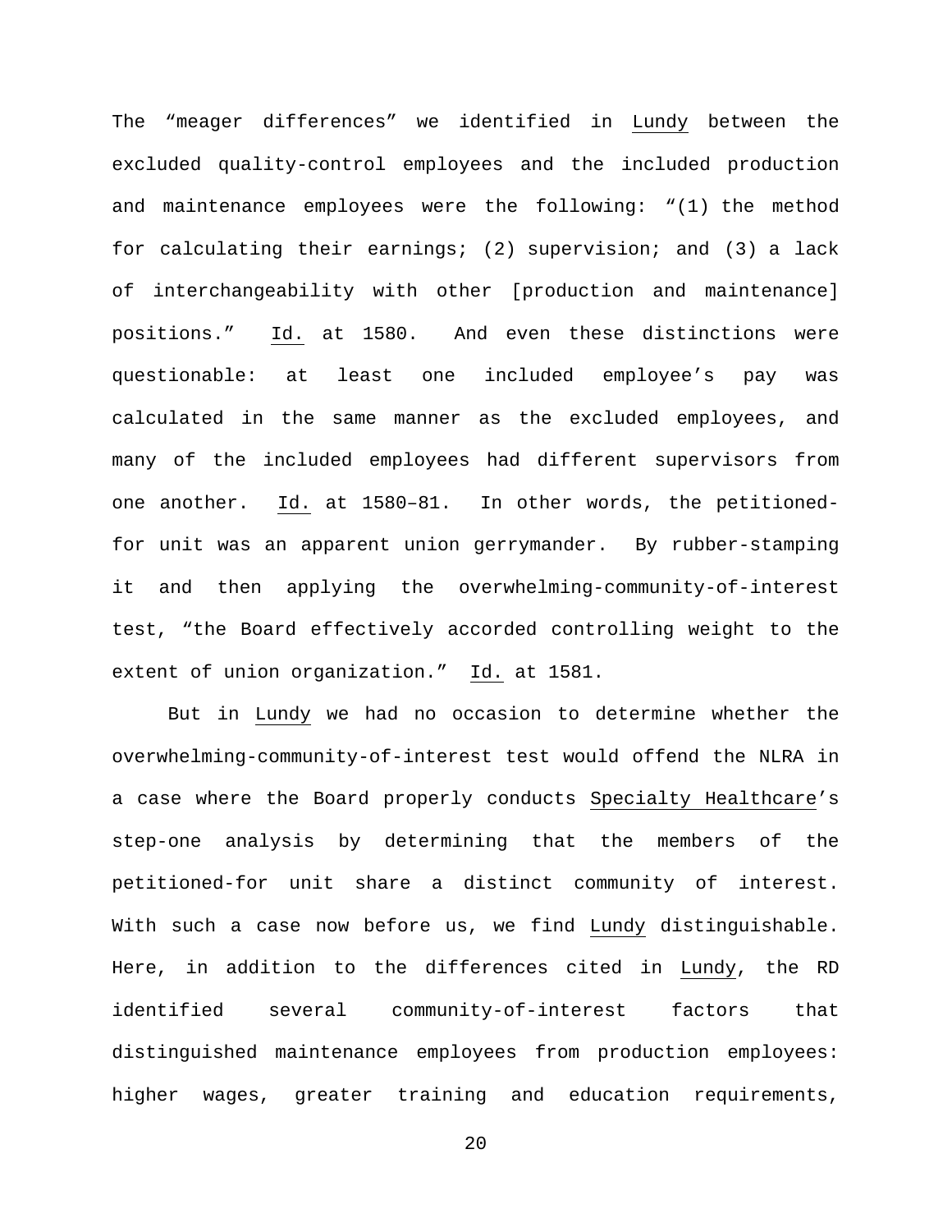The "meager differences" we identified in Lundy between the excluded quality-control employees and the included production and maintenance employees were the following: "(1) the method for calculating their earnings; (2) supervision; and (3) a lack of interchangeability with other [production and maintenance] positions." Id. at 1580. And even these distinctions were questionable: at least one included employee's pay was calculated in the same manner as the excluded employees, and many of the included employees had different supervisors from one another. Id. at 1580–81. In other words, the petitioned-for unit was an apparent union gerrymander. By rubber-stamping it and then applying the overwhelming-community-of-interest test, "the Board effectively accorded controlling weight to the extent of union organization." Id. at 1581.

But in Lundy we had no occasion to determine whether the overwhelming-community-of-interest test would offend the NLRA in a case where the Board properly conducts Specialty Healthcare's step-one analysis by determining that the members of the petitioned-for unit share a distinct community of interest. With such a case now before us, we find Lundy distinguishable. Here, in addition to the differences cited in Lundy, the RD identified several community-of-interest factors that distinguished maintenance employees from production employees: higher wages, greater training and education requirements,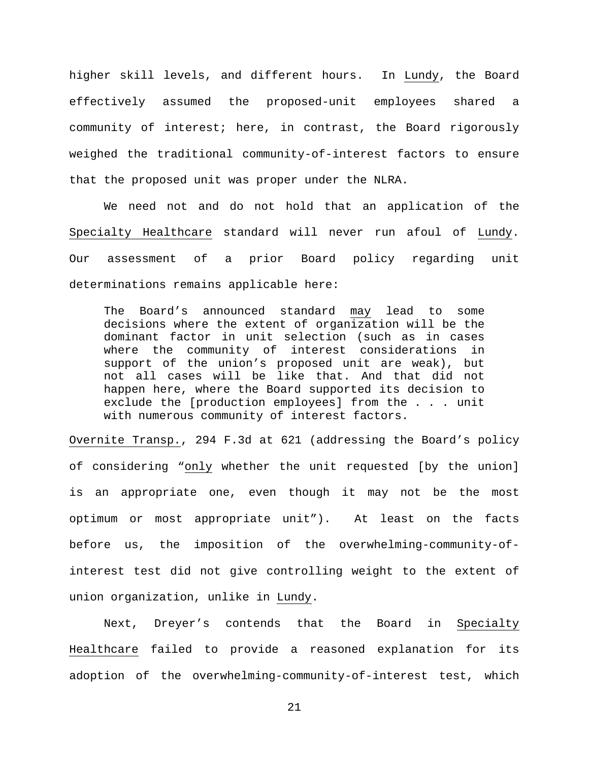higher skill levels, and different hours. In Lundy, the Board effectively assumed the proposed-unit employees shared a community of interest; here, in contrast, the Board rigorously weighed the traditional community-of-interest factors to ensure that the proposed unit was proper under the NLRA.

We need not and do not hold that an application of the Specialty Healthcare standard will never run afoul of Lundy. Our assessment of a prior Board policy regarding unit determinations remains applicable here:

> The Board's announced standard may lead to some decisions where the extent of organization will be the dominant factor in unit selection (such as in cases where the community of interest considerations in support of the union's proposed unit are weak), but not all cases will be like that. And that did not happen here, where the Board supported its decision to exclude the [production employees] from the . . . unit with numerous community of interest factors.

Overnite Transp., 294 F.3d at 621 (addressing the Board's policy of considering "only whether the unit requested [by the union] is an appropriate one, even though it may not be the most optimum or most appropriate unit"). At least on the facts before us, the imposition of the overwhelming-community-of-interest test did not give controlling weight to the extent of union organization, unlike in Lundy.

Next, Dreyer's contends that the Board in Specialty Healthcare failed to provide a reasoned explanation for its adoption of the overwhelming-community-of-interest test, which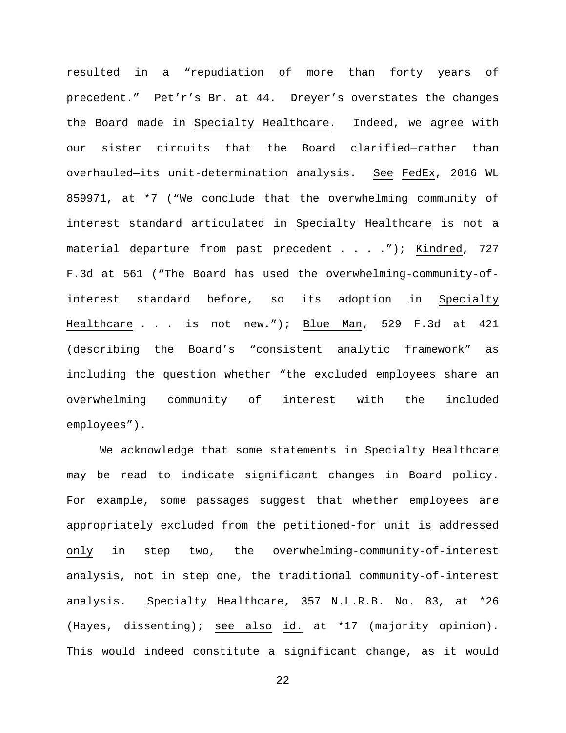resulted in a "repudiation of more than forty years of precedent." Pet'r's Br. at 44. Dreyer's overstates the changes the Board made in Specialty Healthcare. Indeed, we agree with our sister circuits that the Board clarified—rather than overhauled—its unit-determination analysis. See FedEx, 2016 WL 859971, at *7 ("We conclude that the overwhelming community of interest standard articulated in Specialty Healthcare is not a material departure from past precedent . . . ."); Kindred, 727 F.3d at 561 ("The Board has used the overwhelming-community-of-interest standard before, so its adoption in Specialty Healthcare . . . is not new."); Blue Man, 529 F.3d at 421 (describing the Board's "consistent analytic framework" as including the question whether "the excluded employees share an overwhelming community of interest with the included employees").

We acknowledge that some statements in Specialty Healthcare may be read to indicate significant changes in Board policy. For example, some passages suggest that whether employees are appropriately excluded from the petitioned-for unit is addressed only in step two, the overwhelming-community-of-interest analysis, not in step one, the traditional community-of-interest analysis. Specialty Healthcare, 357 N.L.R.B. No. 83, at *26 (Hayes, dissenting); see also id. at *17 (majority opinion). This would indeed constitute a significant change, as it would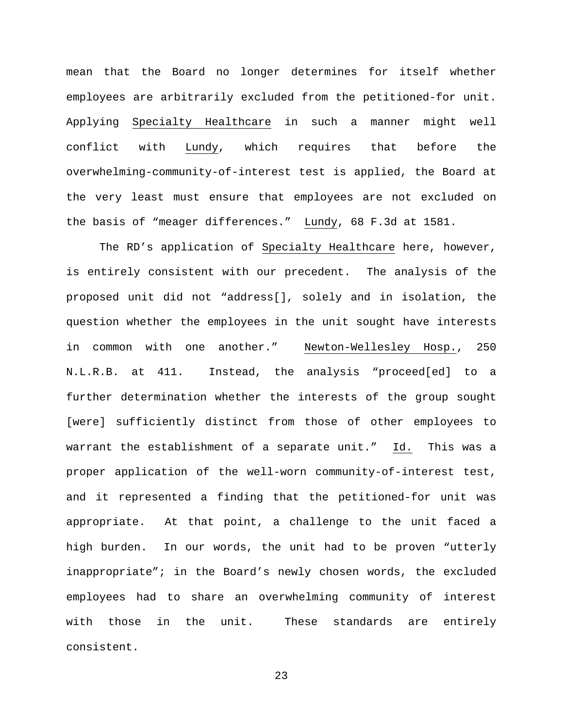mean that the Board no longer determines for itself whether employees are arbitrarily excluded from the petitioned-for unit. Applying Specialty Healthcare in such a manner might well conflict with Lundy, which requires that before the overwhelming-community-of-interest test is applied, the Board at the very least must ensure that employees are not excluded on the basis of "meager differences." Lundy, 68 F.3d at 1581.

The RD's application of Specialty Healthcare here, however, is entirely consistent with our precedent. The analysis of the proposed unit did not "address[], solely and in isolation, the question whether the employees in the unit sought have interests in common with one another." Newton-Wellesley Hosp., 250 N.L.R.B. at 411. Instead, the analysis "proceed[ed] to a further determination whether the interests of the group sought [were] sufficiently distinct from those of other employees to warrant the establishment of a separate unit." Id. This was a proper application of the well-worn community-of-interest test, and it represented a finding that the petitioned-for unit was appropriate. At that point, a challenge to the unit faced a high burden. In our words, the unit had to be proven "utterly inappropriate"; in the Board's newly chosen words, the excluded employees had to share an overwhelming community of interest with those in the unit. These standards are entirely consistent.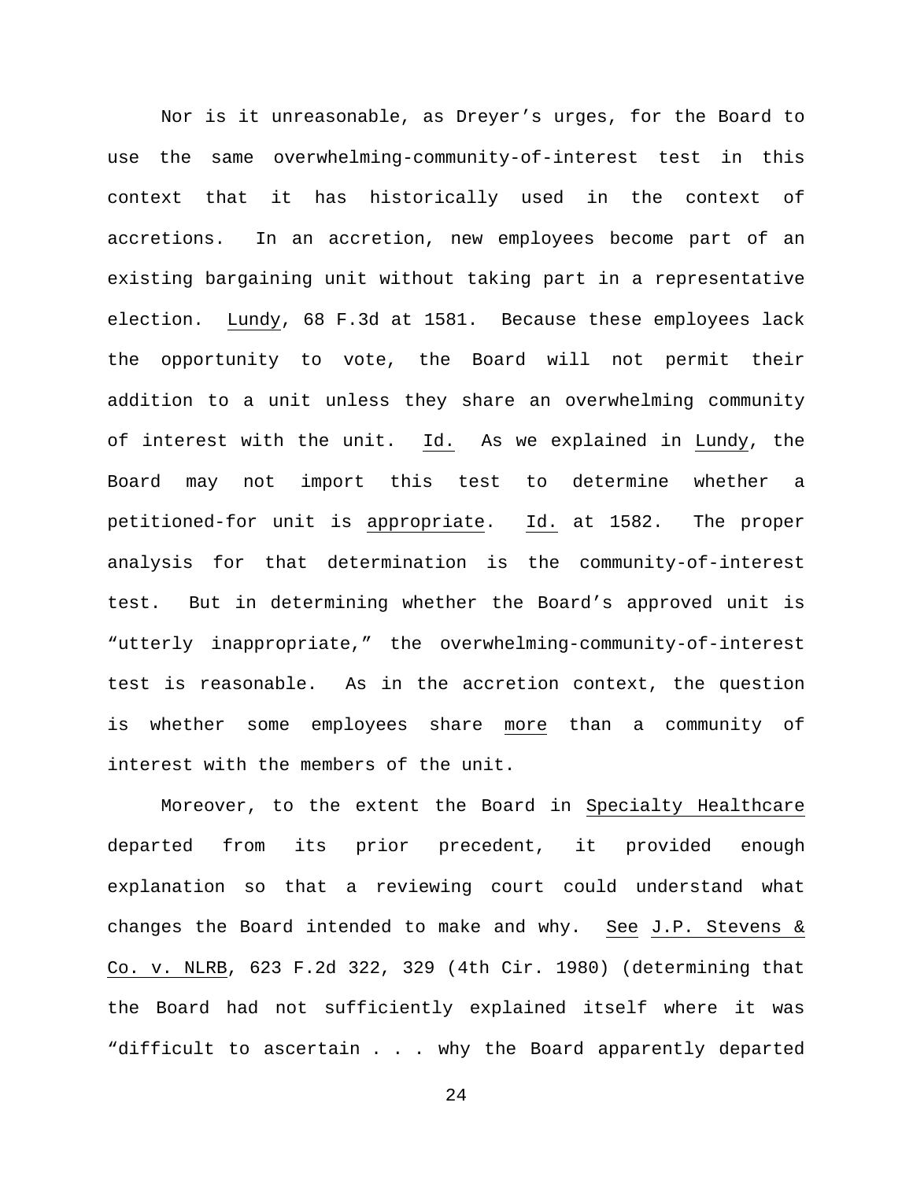Nor is it unreasonable, as Dreyer's urges, for the Board to use the same overwhelming-community-of-interest test in this context that it has historically used in the context of accretions. In an accretion, new employees become part of an existing bargaining unit without taking part in a representative election. Lundy, 68 F.3d at 1581. Because these employees lack the opportunity to vote, the Board will not permit their addition to a unit unless they share an overwhelming community of interest with the unit. Id. As we explained in Lundy, the Board may not import this test to determine whether a petitioned-for unit is appropriate. Id. at 1582. The proper analysis for that determination is the community-of-interest test. But in determining whether the Board's approved unit is "utterly inappropriate," the overwhelming-community-of-interest test is reasonable. As in the accretion context, the question is whether some employees share more than a community of interest with the members of the unit.

Moreover, to the extent the Board in Specialty Healthcare departed from its prior precedent, it provided enough explanation so that a reviewing court could understand what changes the Board intended to make and why. See J.P. Stevens & Co. v. NLRB, 623 F.2d 322, 329 (4th Cir. 1980) (determining that the Board had not sufficiently explained itself where it was "difficult to ascertain . . . why the Board apparently departed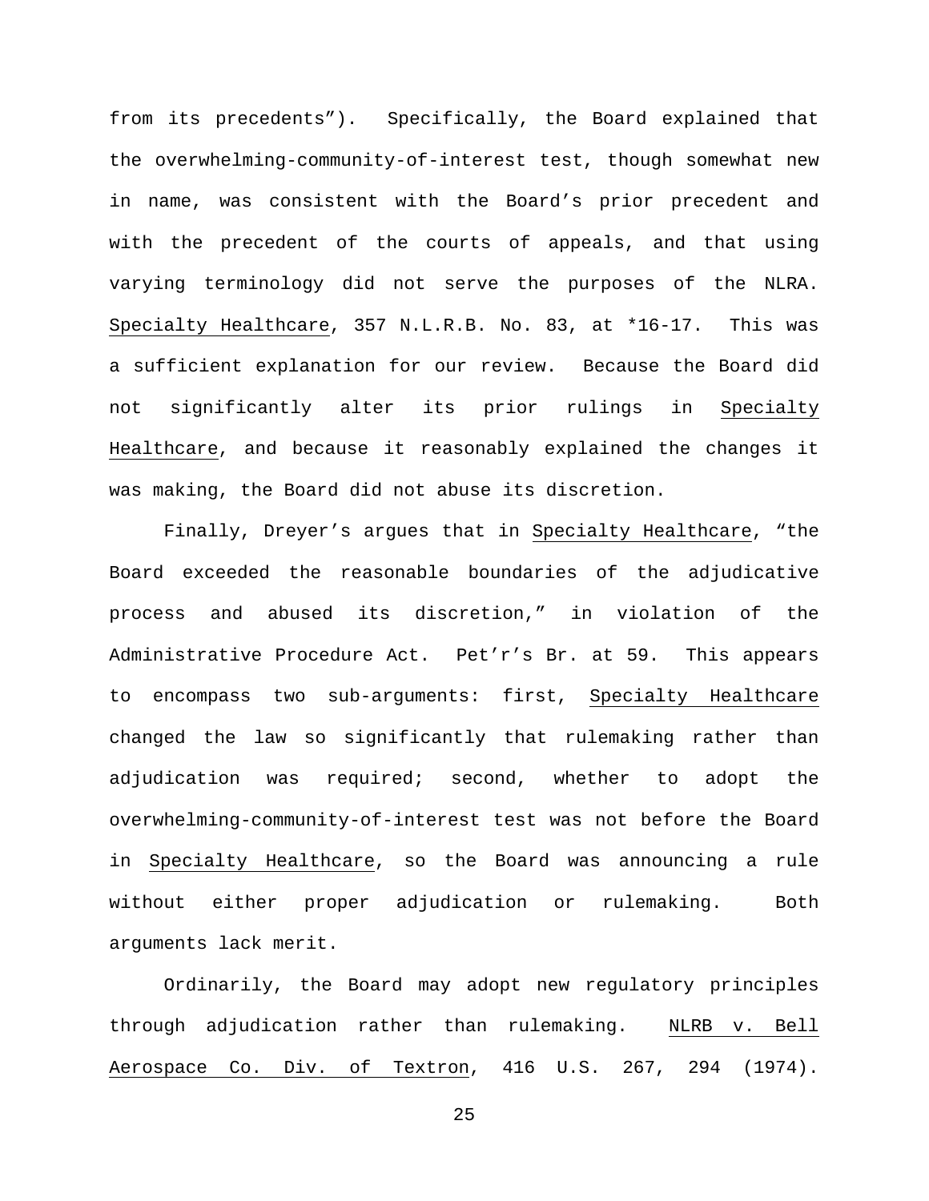from its precedents"). Specifically, the Board explained that the overwhelming-community-of-interest test, though somewhat new in name, was consistent with the Board's prior precedent and with the precedent of the courts of appeals, and that using varying terminology did not serve the purposes of the NLRA. Specialty Healthcare, 357 N.L.R.B. No. 83, at *16-17. This was a sufficient explanation for our review. Because the Board did not significantly alter its prior rulings in Specialty Healthcare, and because it reasonably explained the changes it was making, the Board did not abuse its discretion.

Finally, Dreyer's argues that in Specialty Healthcare, "the Board exceeded the reasonable boundaries of the adjudicative process and abused its discretion," in violation of the Administrative Procedure Act. Pet'r's Br. at 59. This appears to encompass two sub-arguments: first, Specialty Healthcare changed the law so significantly that rulemaking rather than adjudication was required; second, whether to adopt the overwhelming-community-of-interest test was not before the Board in Specialty Healthcare, so the Board was announcing a rule without either proper adjudication or rulemaking. Both arguments lack merit.

Ordinarily, the Board may adopt new regulatory principles through adjudication rather than rulemaking. NLRB v. Bell Aerospace Co. Div. of Textron, 416 U.S. 267, 294 (1974).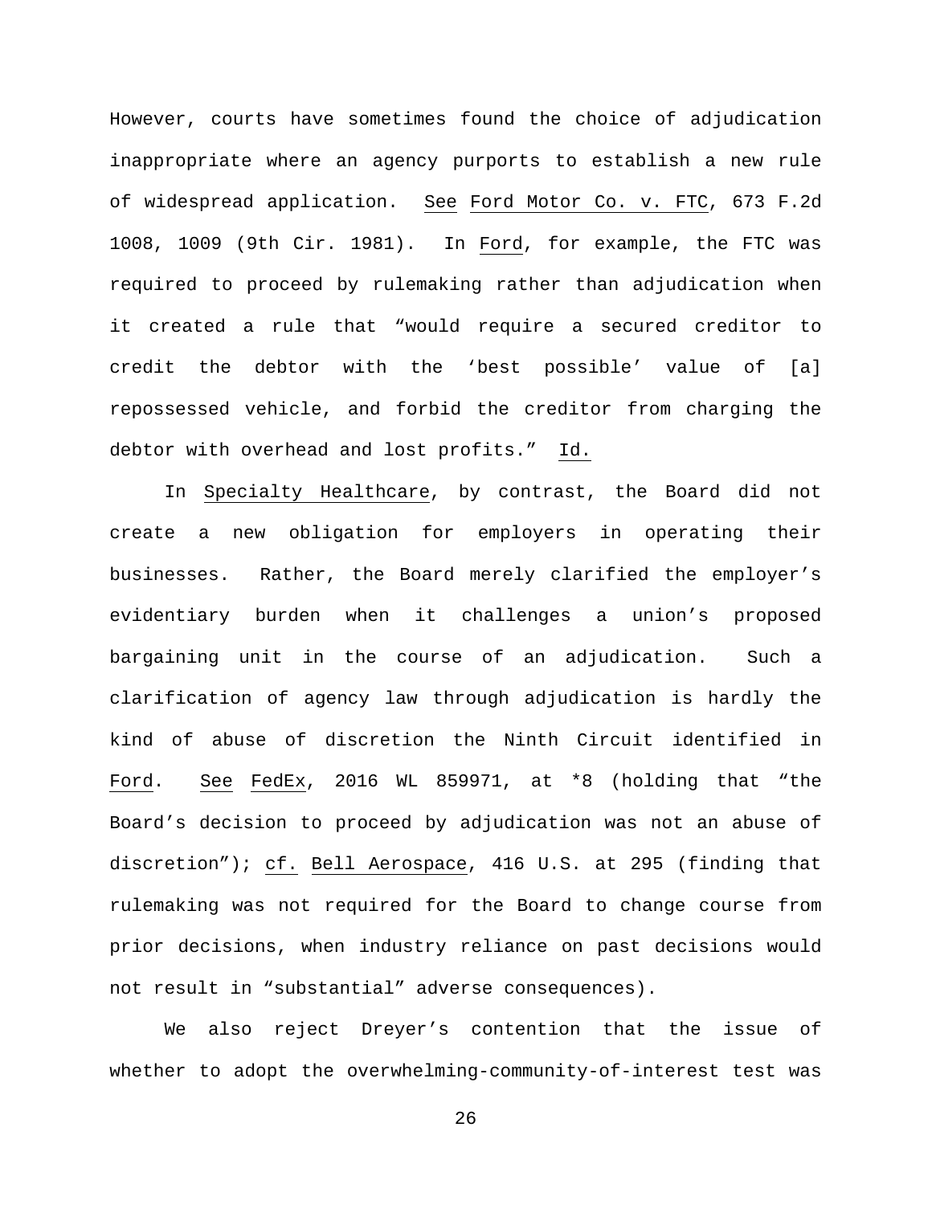However, courts have sometimes found the choice of adjudication inappropriate where an agency purports to establish a new rule of widespread application. See Ford Motor Co. v. FTC, 673 F.2d 1008, 1009 (9th Cir. 1981). In Ford, for example, the FTC was required to proceed by rulemaking rather than adjudication when it created a rule that "would require a secured creditor to credit the debtor with the 'best possible' value of [a] repossessed vehicle, and forbid the creditor from charging the debtor with overhead and lost profits." Id.

In Specialty Healthcare, by contrast, the Board did not create a new obligation for employers in operating their businesses. Rather, the Board merely clarified the employer's evidentiary burden when it challenges a union's proposed bargaining unit in the course of an adjudication. Such a clarification of agency law through adjudication is hardly the kind of abuse of discretion the Ninth Circuit identified in Ford. See FedEx, 2016 WL 859971, at *8 (holding that "the Board's decision to proceed by adjudication was not an abuse of discretion"); cf. Bell Aerospace, 416 U.S. at 295 (finding that rulemaking was not required for the Board to change course from prior decisions, when industry reliance on past decisions would not result in "substantial" adverse consequences).

We also reject Dreyer's contention that the issue of whether to adopt the overwhelming-community-of-interest test was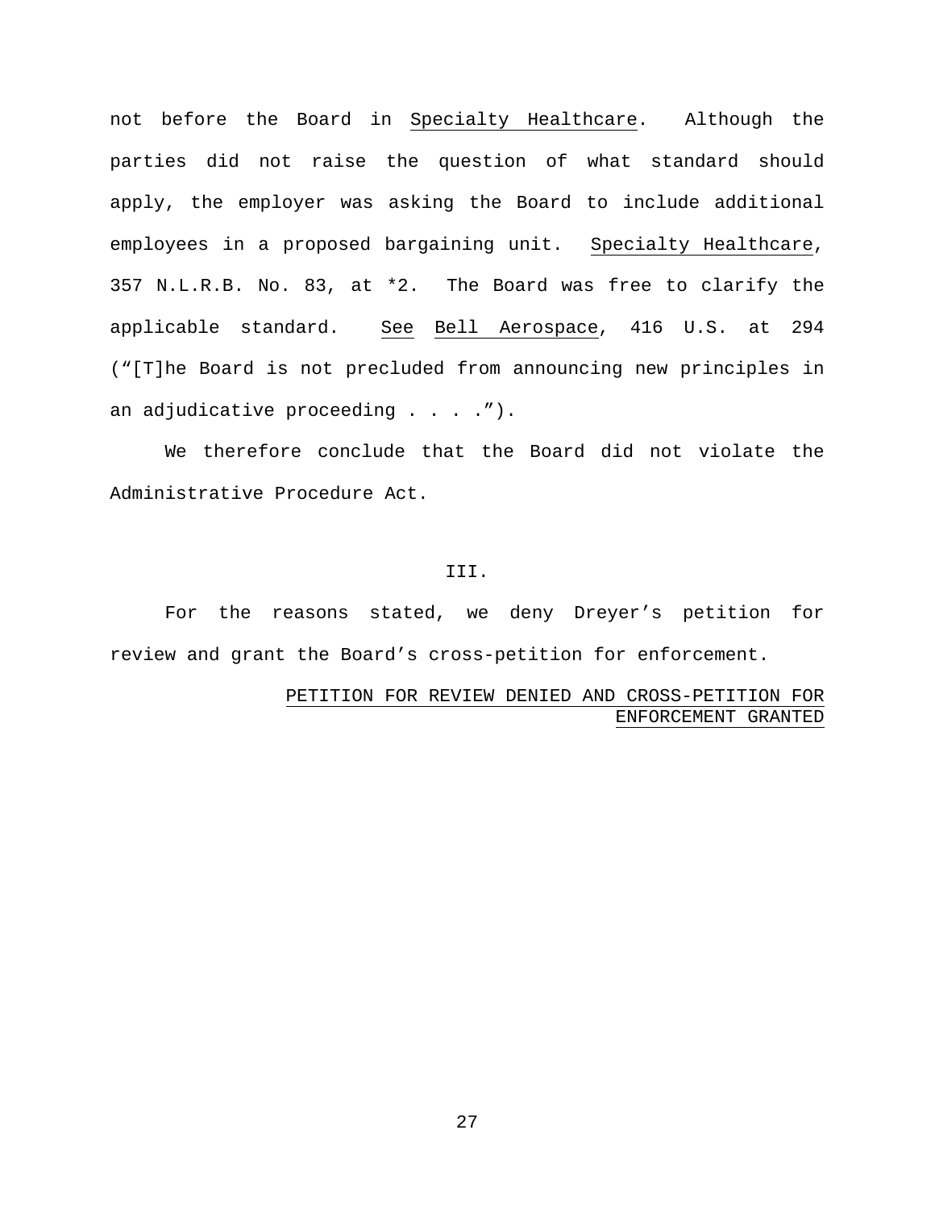not before the Board in Specialty Healthcare. Although the parties did not raise the question of what standard should apply, the employer was asking the Board to include additional employees in a proposed bargaining unit. Specialty Healthcare, 357 N.L.R.B. No. 83, at *2. The Board was free to clarify the applicable standard. See Bell Aerospace, 416 U.S. at 294 ("[T]he Board is not precluded from announcing new principles in an adjudicative proceeding . . . .").

We therefore conclude that the Board did not violate the Administrative Procedure Act.

## III.

For the reasons stated, we deny Dreyer's petition for review and grant the Board's cross-petition for enforcement.

PETITION FOR REVIEW DENIED AND CROSS-PETITION FOR ENFORCEMENT GRANTED